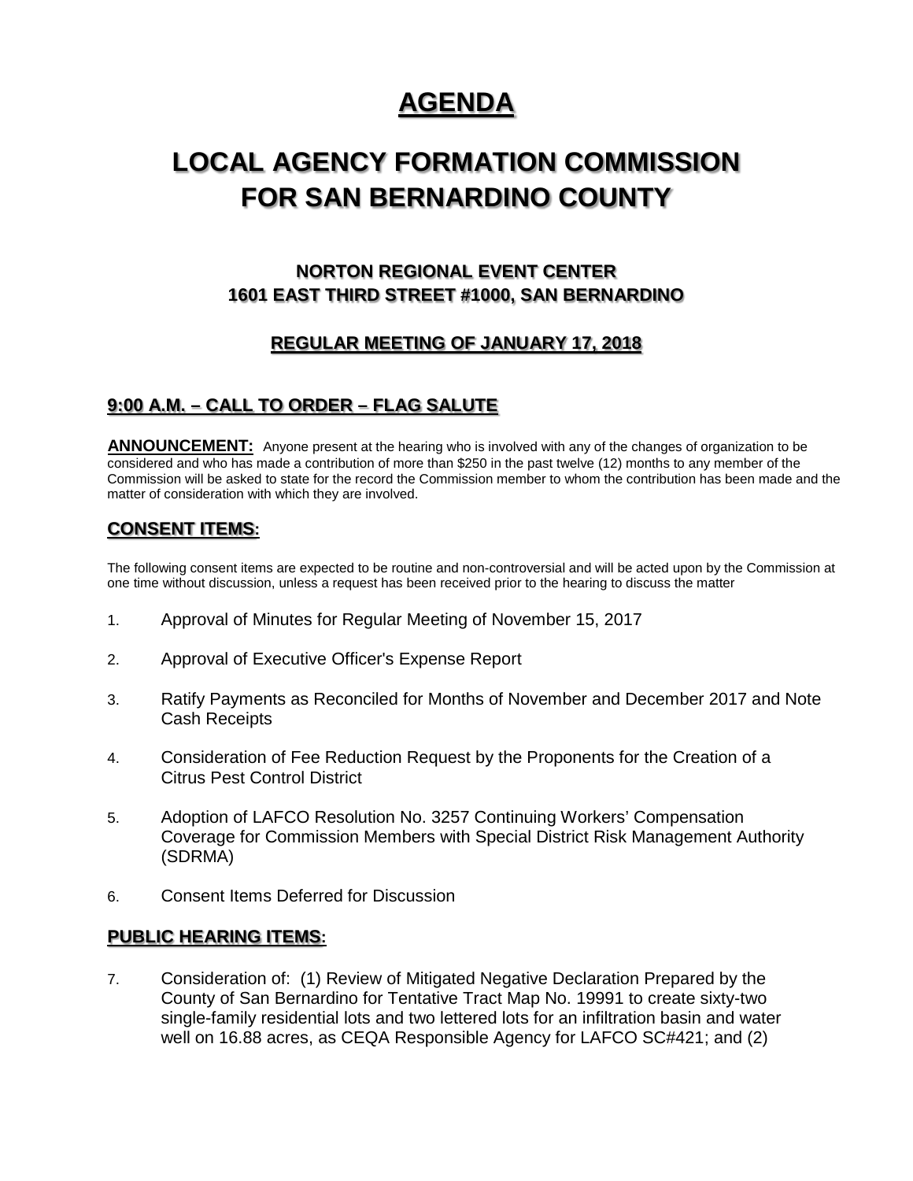# AGENDA

# LOCAL AGENCY FORMATION COMMISSION FOR SAN BERNARDINO COUNTY

### NORTON REGIONAL EVENT CENTER
### 1601 EAST THIRD STREET #1000, SAN BERNARDINO

### REGULAR MEETING OF JANUARY 17, 2018

## 9:00 A.M. – CALL TO ORDER – FLAG SALUTE

**ANNOUNCEMENT:** Anyone present at the hearing who is involved with any of the changes of organization to be considered and who has made a contribution of more than $250 in the past twelve (12) months to any member of the Commission will be asked to state for the record the Commission member to whom the contribution has been made and the matter of consideration with which they are involved.

## CONSENT ITEMS:

The following consent items are expected to be routine and non-controversial and will be acted upon by the Commission at one time without discussion, unless a request has been received prior to the hearing to discuss the matter

1. Approval of Minutes for Regular Meeting of November 15, 2017
2. Approval of Executive Officer's Expense Report
3. Ratify Payments as Reconciled for Months of November and December 2017 and Note Cash Receipts
4. Consideration of Fee Reduction Request by the Proponents for the Creation of a Citrus Pest Control District
5. Adoption of LAFCO Resolution No. 3257 Continuing Workers' Compensation Coverage for Commission Members with Special District Risk Management Authority (SDRMA)
6. Consent Items Deferred for Discussion

## PUBLIC HEARING ITEMS:

7. Consideration of: (1) Review of Mitigated Negative Declaration Prepared by the County of San Bernardino for Tentative Tract Map No. 19991 to create sixty-two single-family residential lots and two lettered lots for an infiltration basin and water well on 16.88 acres, as CEQA Responsible Agency for LAFCO SC#421; and (2)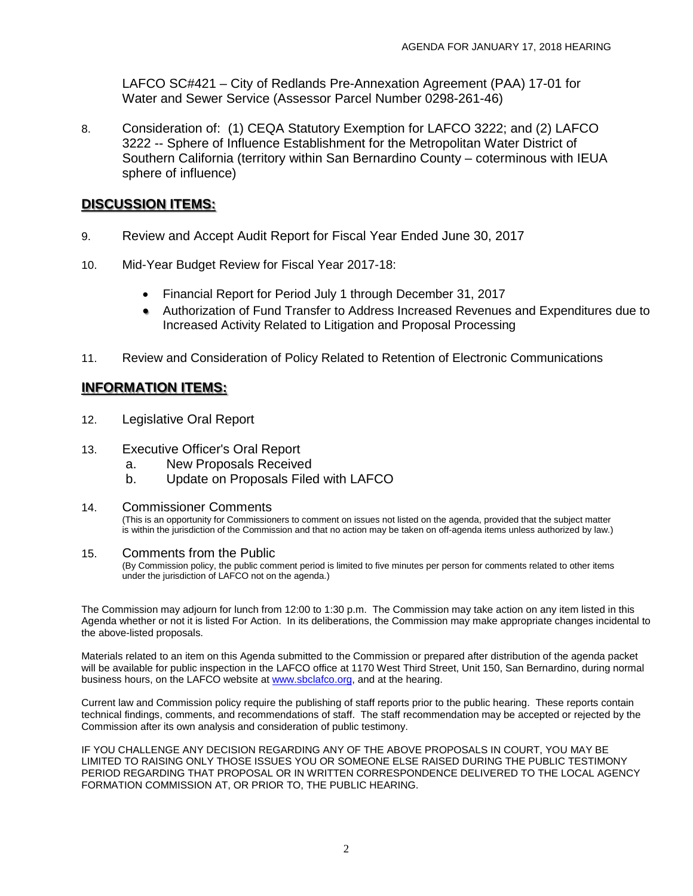LAFCO SC#421 – City of Redlands Pre-Annexation Agreement (PAA) 17-01 for Water and Sewer Service (Assessor Parcel Number 0298-261-46)

8. Consideration of: (1) CEQA Statutory Exemption for LAFCO 3222; and (2) LAFCO 3222 -- Sphere of Influence Establishment for the Metropolitan Water District of Southern California (territory within San Bernardino County – coterminous with IEUA sphere of influence)

## DISCUSSION ITEMS:

9. Review and Accept Audit Report for Fiscal Year Ended June 30, 2017

10. Mid-Year Budget Review for Fiscal Year 2017-18:
    - Financial Report for Period July 1 through December 31, 2017
    - Authorization of Fund Transfer to Address Increased Revenues and Expenditures due to Increased Activity Related to Litigation and Proposal Processing

11. Review and Consideration of Policy Related to Retention of Electronic Communications

## INFORMATION ITEMS:

12. Legislative Oral Report

13. Executive Officer's Oral Report
    a. New Proposals Received
    b. Update on Proposals Filed with LAFCO

14. Commissioner Comments
    (This is an opportunity for Commissioners to comment on issues not listed on the agenda, provided that the subject matter is within the jurisdiction of the Commission and that no action may be taken on off-agenda items unless authorized by law.)

15. Comments from the Public
    (By Commission policy, the public comment period is limited to five minutes per person for comments related to other items under the jurisdiction of LAFCO not on the agenda.)

The Commission may adjourn for lunch from 12:00 to 1:30 p.m. The Commission may take action on any item listed in this Agenda whether or not it is listed For Action. In its deliberations, the Commission may make appropriate changes incidental to the above-listed proposals.

Materials related to an item on this Agenda submitted to the Commission or prepared after distribution of the agenda packet will be available for public inspection in the LAFCO office at 1170 West Third Street, Unit 150, San Bernardino, during normal business hours, on the LAFCO website at www.sbclafco.org, and at the hearing.

Current law and Commission policy require the publishing of staff reports prior to the public hearing. These reports contain technical findings, comments, and recommendations of staff. The staff recommendation may be accepted or rejected by the Commission after its own analysis and consideration of public testimony.

IF YOU CHALLENGE ANY DECISION REGARDING ANY OF THE ABOVE PROPOSALS IN COURT, YOU MAY BE LIMITED TO RAISING ONLY THOSE ISSUES YOU OR SOMEONE ELSE RAISED DURING THE PUBLIC TESTIMONY PERIOD REGARDING THAT PROPOSAL OR IN WRITTEN CORRESPONDENCE DELIVERED TO THE LOCAL AGENCY FORMATION COMMISSION AT, OR PRIOR TO, THE PUBLIC HEARING.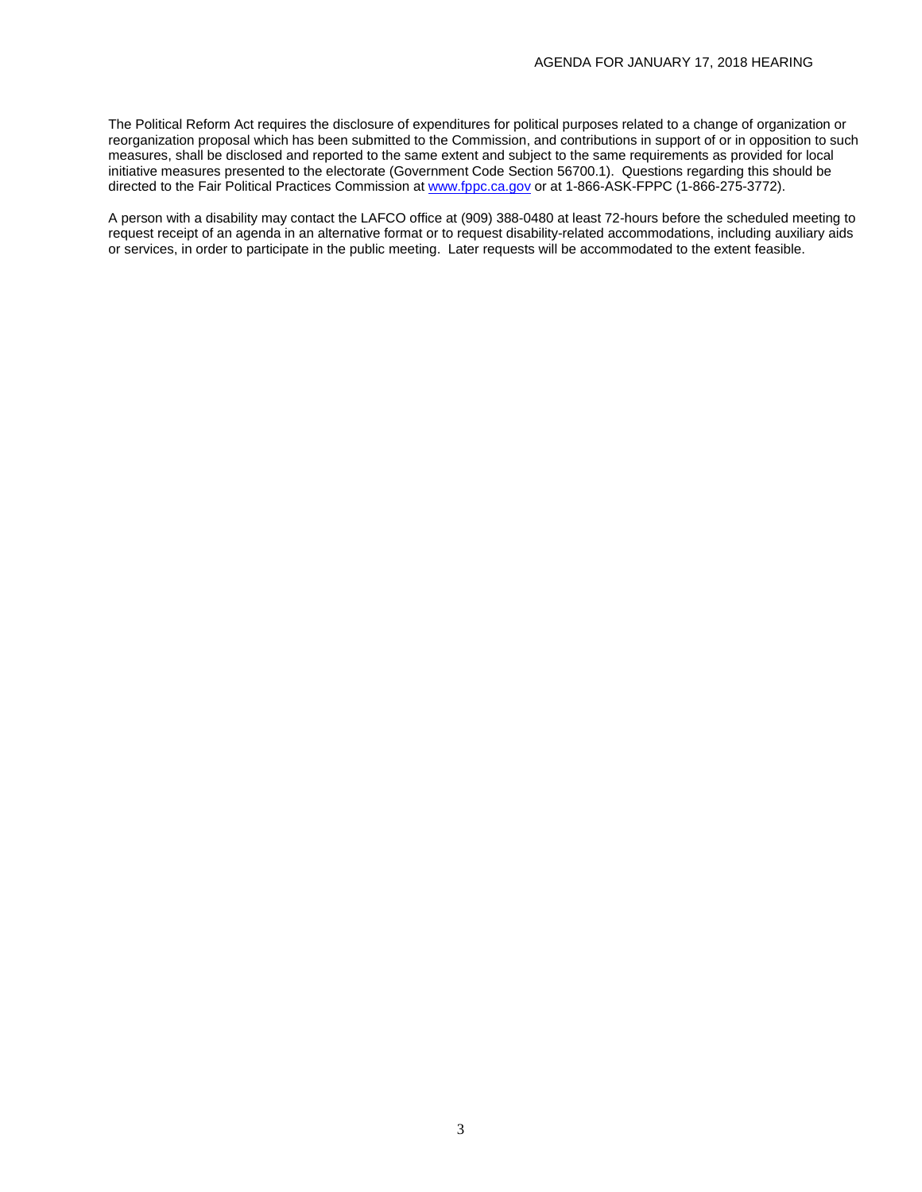The Political Reform Act requires the disclosure of expenditures for political purposes related to a change of organization or reorganization proposal which has been submitted to the Commission, and contributions in support of or in opposition to such measures, shall be disclosed and reported to the same extent and subject to the same requirements as provided for local initiative measures presented to the electorate (Government Code Section 56700.1). Questions regarding this should be directed to the Fair Political Practices Commission at [www.fppc.ca.gov](http://www.fppc.ca.gov) or at 1-866-ASK-FPPC (1-866-275-3772).

A person with a disability may contact the LAFCO office at (909) 388-0480 at least 72-hours before the scheduled meeting to request receipt of an agenda in an alternative format or to request disability-related accommodations, including auxiliary aids or services, in order to participate in the public meeting. Later requests will be accommodated to the extent feasible.